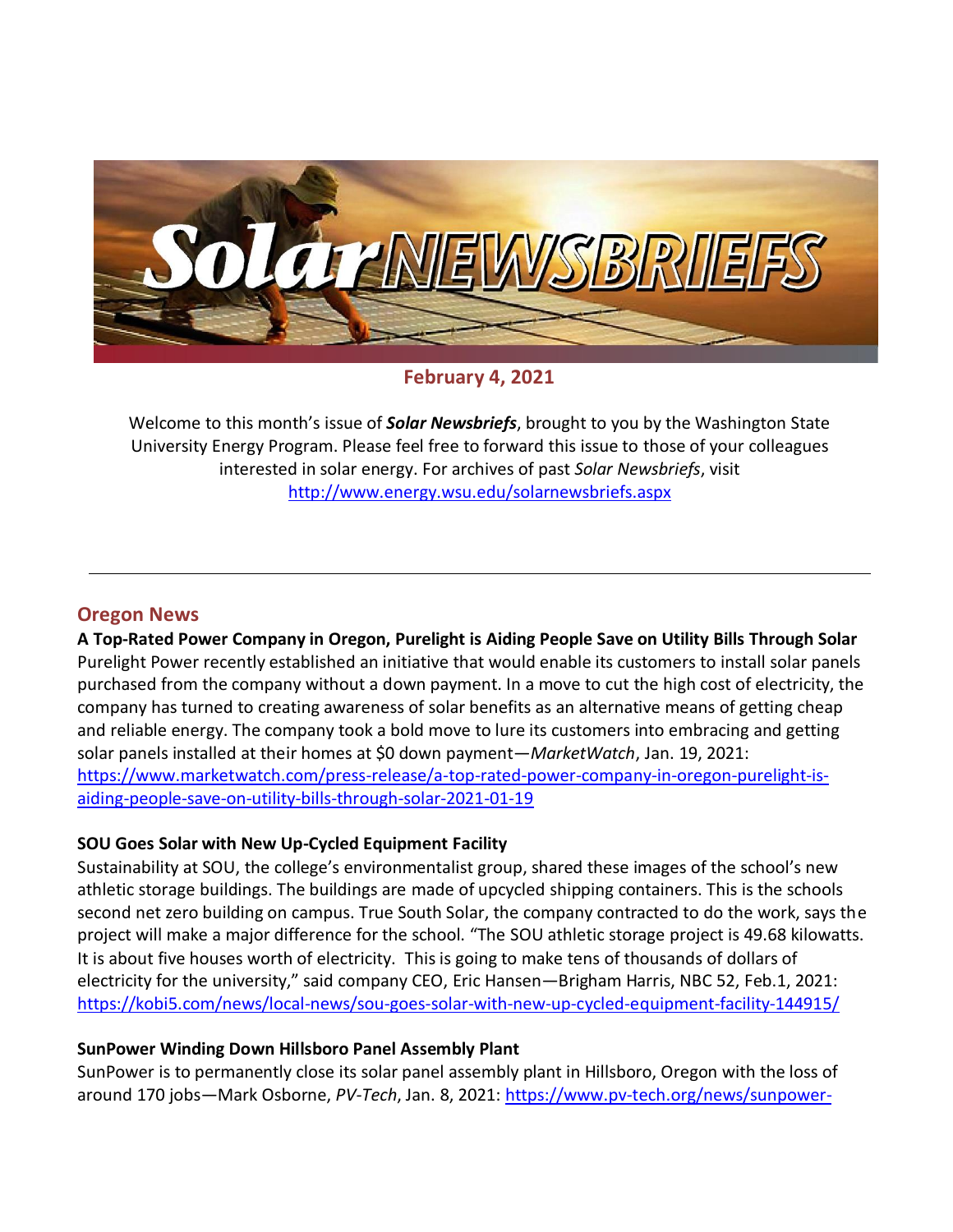# Solar NEWSBRIEFS

**February 4, 2021**

Welcome to this month's issue of ***Solar Newsbriefs***, brought to you by the Washington State University Energy Program. Please feel free to forward this issue to those of your colleagues interested in solar energy. For archives of past *Solar Newsbriefs*, visit http://www.energy.wsu.edu/solarnewsbriefs.aspx

---

## Oregon News

**A Top-Rated Power Company in Oregon, Purelight is Aiding People Save on Utility Bills Through Solar**
Purelight Power recently established an initiative that would enable its customers to install solar panels purchased from the company without a down payment. In a move to cut the high cost of electricity, the company has turned to creating awareness of solar benefits as an alternative means of getting cheap and reliable energy. The company took a bold move to lure its customers into embracing and getting solar panels installed at their homes at $0 down payment—*MarketWatch*, Jan. 19, 2021: https://www.marketwatch.com/press-release/a-top-rated-power-company-in-oregon-purelight-is-aiding-people-save-on-utility-bills-through-solar-2021-01-19

**SOU Goes Solar with New Up-Cycled Equipment Facility**
Sustainability at SOU, the college's environmentalist group, shared these images of the school's new athletic storage buildings. The buildings are made of upcycled shipping containers. This is the schools second net zero building on campus. True South Solar, the company contracted to do the work, says the project will make a major difference for the school. "The SOU athletic storage project is 49.68 kilowatts. It is about five houses worth of electricity. This is going to make tens of thousands of dollars of electricity for the university," said company CEO, Eric Hansen—Brigham Harris, NBC 52, Feb.1, 2021: https://kobi5.com/news/local-news/sou-goes-solar-with-new-up-cycled-equipment-facility-144915/

**SunPower Winding Down Hillsboro Panel Assembly Plant**
SunPower is to permanently close its solar panel assembly plant in Hillsboro, Oregon with the loss of around 170 jobs—Mark Osborne, *PV-Tech*, Jan. 8, 2021: https://www.pv-tech.org/news/sunpower-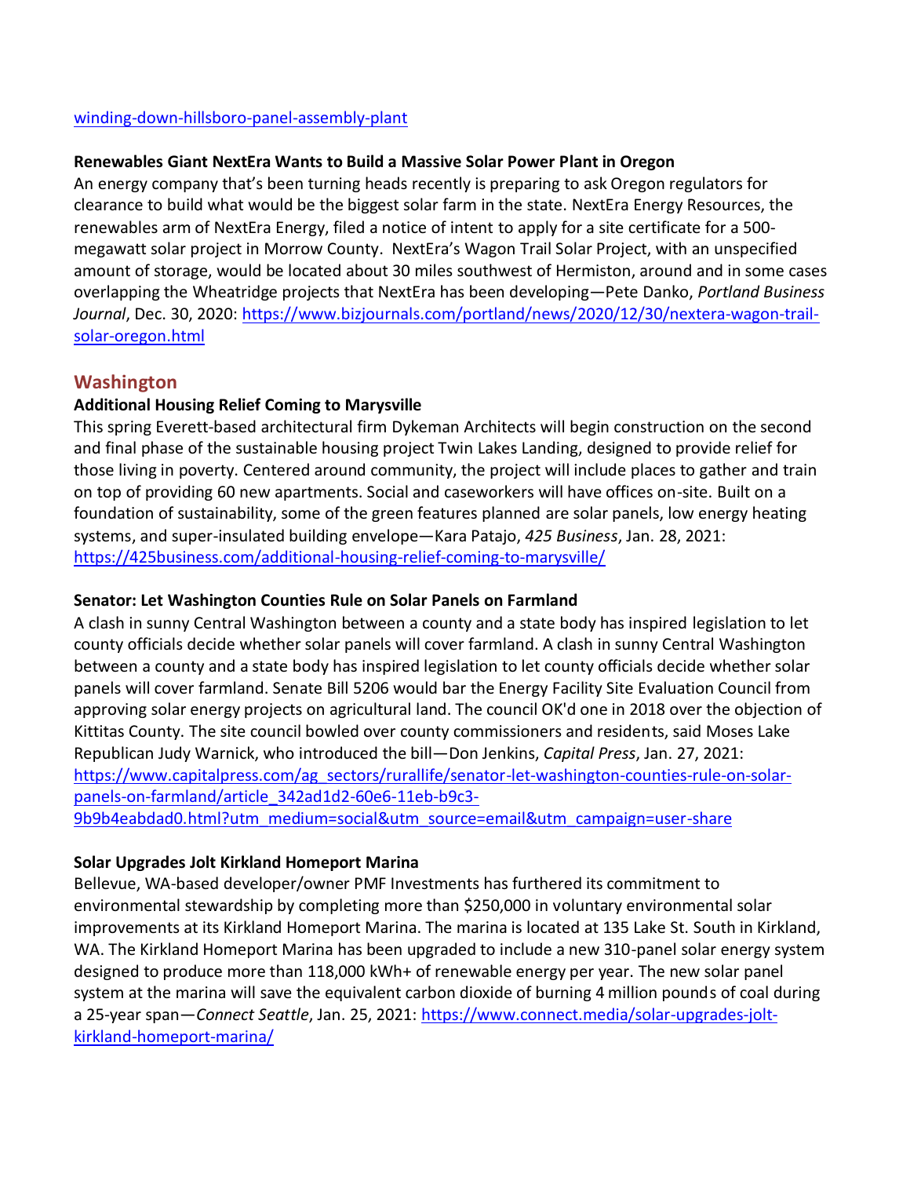[winding-down-hillsboro-panel-assembly-plant](winding-down-hillsboro-panel-assembly-plant)

**Renewables Giant NextEra Wants to Build a Massive Solar Power Plant in Oregon**

An energy company that's been turning heads recently is preparing to ask Oregon regulators for clearance to build what would be the biggest solar farm in the state. NextEra Energy Resources, the renewables arm of NextEra Energy, filed a notice of intent to apply for a site certificate for a 500-megawatt solar project in Morrow County. NextEra's Wagon Trail Solar Project, with an unspecified amount of storage, would be located about 30 miles southwest of Hermiston, around and in some cases overlapping the Wheatridge projects that NextEra has been developing—Pete Danko, *Portland Business Journal*, Dec. 30, 2020: [https://www.bizjournals.com/portland/news/2020/12/30/nextera-wagon-trail-solar-oregon.html](https://www.bizjournals.com/portland/news/2020/12/30/nextera-wagon-trail-solar-oregon.html)

## Washington

**Additional Housing Relief Coming to Marysville**

This spring Everett-based architectural firm Dykeman Architects will begin construction on the second and final phase of the sustainable housing project Twin Lakes Landing, designed to provide relief for those living in poverty. Centered around community, the project will include places to gather and train on top of providing 60 new apartments. Social and caseworkers will have offices on-site. Built on a foundation of sustainability, some of the green features planned are solar panels, low energy heating systems, and super-insulated building envelope—Kara Patajo, *425 Business*, Jan. 28, 2021: [https://425business.com/additional-housing-relief-coming-to-marysville/](https://425business.com/additional-housing-relief-coming-to-marysville/)

**Senator: Let Washington Counties Rule on Solar Panels on Farmland**

A clash in sunny Central Washington between a county and a state body has inspired legislation to let county officials decide whether solar panels will cover farmland. A clash in sunny Central Washington between a county and a state body has inspired legislation to let county officials decide whether solar panels will cover farmland. Senate Bill 5206 would bar the Energy Facility Site Evaluation Council from approving solar energy projects on agricultural land. The council OK'd one in 2018 over the objection of Kittitas County. The site council bowled over county commissioners and residents, said Moses Lake Republican Judy Warnick, who introduced the bill—Don Jenkins, *Capital Press*, Jan. 27, 2021: [https://www.capitalpress.com/ag_sectors/rurallife/senator-let-washington-counties-rule-on-solar-panels-on-farmland/article_342ad1d2-60e6-11eb-b9c3-9b9b4eabdad0.html?utm_medium=social&utm_source=email&utm_campaign=user-share](https://www.capitalpress.com/ag_sectors/rurallife/senator-let-washington-counties-rule-on-solar-panels-on-farmland/article_342ad1d2-60e6-11eb-b9c3-9b9b4eabdad0.html?utm_medium=social&utm_source=email&utm_campaign=user-share)

**Solar Upgrades Jolt Kirkland Homeport Marina**

Bellevue, WA-based developer/owner PMF Investments has furthered its commitment to environmental stewardship by completing more than $250,000 in voluntary environmental solar improvements at its Kirkland Homeport Marina. The marina is located at 135 Lake St. South in Kirkland, WA. The Kirkland Homeport Marina has been upgraded to include a new 310-panel solar energy system designed to produce more than 118,000 kWh+ of renewable energy per year. The new solar panel system at the marina will save the equivalent carbon dioxide of burning 4 million pounds of coal during a 25-year span—*Connect Seattle*, Jan. 25, 2021: [https://www.connect.media/solar-upgrades-jolt-kirkland-homeport-marina/](https://www.connect.media/solar-upgrades-jolt-kirkland-homeport-marina/)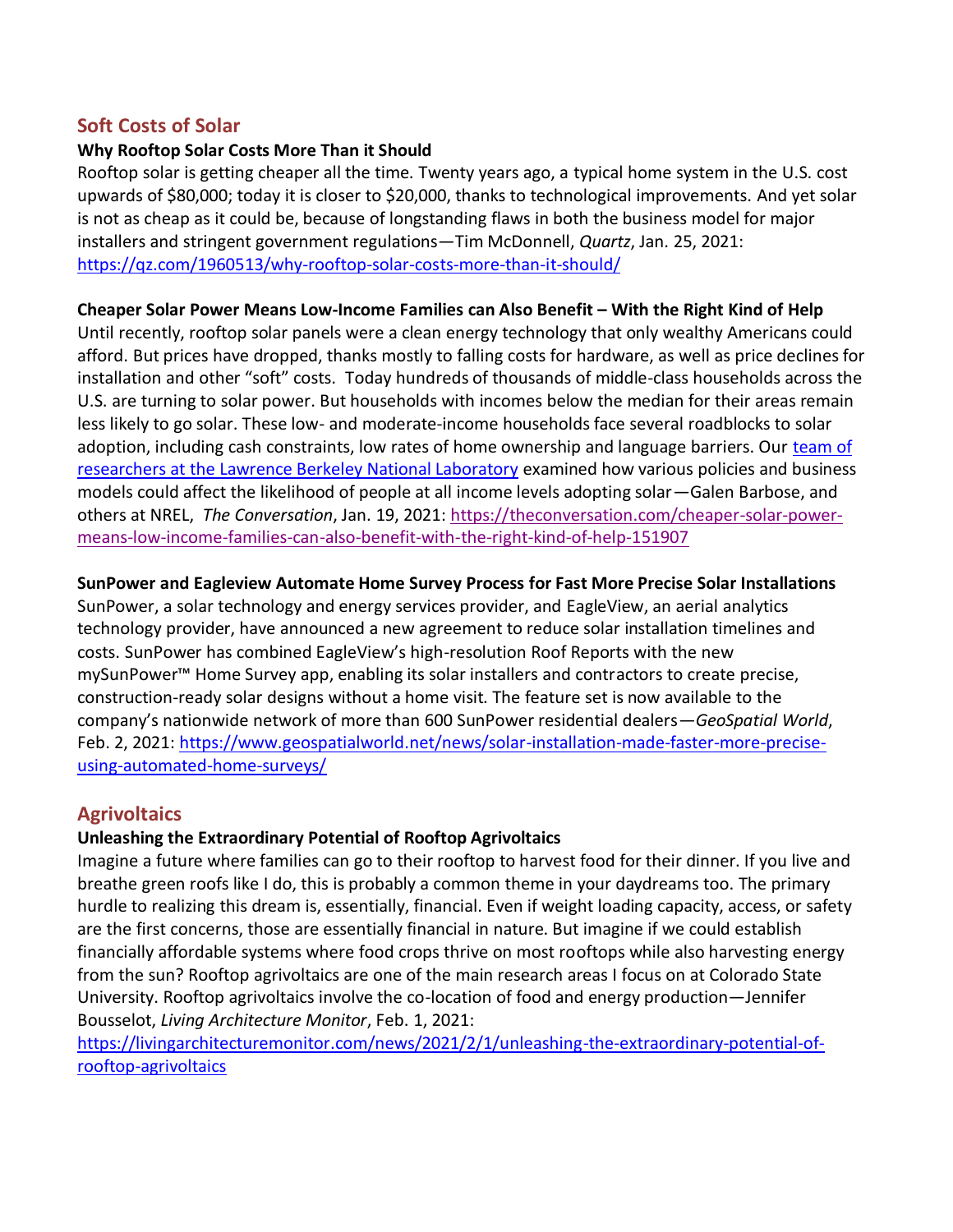## Soft Costs of Solar

**Why Rooftop Solar Costs More Than it Should**

Rooftop solar is getting cheaper all the time. Twenty years ago, a typical home system in the U.S. cost upwards of $80,000; today it is closer to $20,000, thanks to technological improvements. And yet solar is not as cheap as it could be, because of longstanding flaws in both the business model for major installers and stringent government regulations—Tim McDonnell, *Quartz*, Jan. 25, 2021: [https://qz.com/1960513/why-rooftop-solar-costs-more-than-it-should/](https://qz.com/1960513/why-rooftop-solar-costs-more-than-it-should/)

**Cheaper Solar Power Means Low-Income Families can Also Benefit – With the Right Kind of Help**

Until recently, rooftop solar panels were a clean energy technology that only wealthy Americans could afford. But prices have dropped, thanks mostly to falling costs for hardware, as well as price declines for installation and other "soft" costs. Today hundreds of thousands of middle-class households across the U.S. are turning to solar power. But households with incomes below the median for their areas remain less likely to go solar. These low- and moderate-income households face several roadblocks to solar adoption, including cash constraints, low rates of home ownership and language barriers. Our team of researchers at the Lawrence Berkeley National Laboratory examined how various policies and business models could affect the likelihood of people at all income levels adopting solar—Galen Barbose, and others at NREL, *The Conversation*, Jan. 19, 2021: [https://theconversation.com/cheaper-solar-power-means-low-income-families-can-also-benefit-with-the-right-kind-of-help-151907](https://theconversation.com/cheaper-solar-power-means-low-income-families-can-also-benefit-with-the-right-kind-of-help-151907)

**SunPower and Eagleview Automate Home Survey Process for Fast More Precise Solar Installations**

SunPower, a solar technology and energy services provider, and EagleView, an aerial analytics technology provider, have announced a new agreement to reduce solar installation timelines and costs. SunPower has combined EagleView's high-resolution Roof Reports with the new mySunPower™ Home Survey app, enabling its solar installers and contractors to create precise, construction-ready solar designs without a home visit. The feature set is now available to the company's nationwide network of more than 600 SunPower residential dealers—*GeoSpatial World*, Feb. 2, 2021: [https://www.geospatialworld.net/news/solar-installation-made-faster-more-precise-using-automated-home-surveys/](https://www.geospatialworld.net/news/solar-installation-made-faster-more-precise-using-automated-home-surveys/)

## Agrivoltaics

**Unleashing the Extraordinary Potential of Rooftop Agrivoltaics**

Imagine a future where families can go to their rooftop to harvest food for their dinner. If you live and breathe green roofs like I do, this is probably a common theme in your daydreams too. The primary hurdle to realizing this dream is, essentially, financial. Even if weight loading capacity, access, or safety are the first concerns, those are essentially financial in nature. But imagine if we could establish financially affordable systems where food crops thrive on most rooftops while also harvesting energy from the sun? Rooftop agrivoltaics are one of the main research areas I focus on at Colorado State University. Rooftop agrivoltaics involve the co-location of food and energy production—Jennifer Bousselot, *Living Architecture Monitor*, Feb. 1, 2021: [https://livingarchitecturemonitor.com/news/2021/2/1/unleashing-the-extraordinary-potential-of-rooftop-agrivoltaics](https://livingarchitecturemonitor.com/news/2021/2/1/unleashing-the-extraordinary-potential-of-rooftop-agrivoltaics)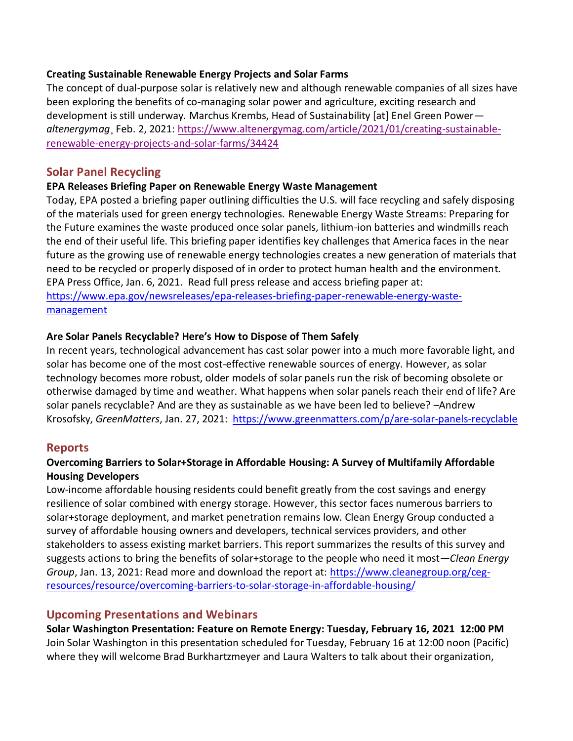**Creating Sustainable Renewable Energy Projects and Solar Farms**

The concept of dual-purpose solar is relatively new and although renewable companies of all sizes have been exploring the benefits of co-managing solar power and agriculture, exciting research and development is still underway. Marchus Krembs, Head of Sustainability [at] Enel Green Power—*altenergymag*¸ Feb. 2, 2021: https://www.altenergymag.com/article/2021/01/creating-sustainable-renewable-energy-projects-and-solar-farms/34424

## Solar Panel Recycling

**EPA Releases Briefing Paper on Renewable Energy Waste Management**

Today, EPA posted a briefing paper outlining difficulties the U.S. will face recycling and safely disposing of the materials used for green energy technologies. Renewable Energy Waste Streams: Preparing for the Future examines the waste produced once solar panels, lithium-ion batteries and windmills reach the end of their useful life. This briefing paper identifies key challenges that America faces in the near future as the growing use of renewable energy technologies creates a new generation of materials that need to be recycled or properly disposed of in order to protect human health and the environment. EPA Press Office, Jan. 6, 2021. Read full press release and access briefing paper at: https://www.epa.gov/newsreleases/epa-releases-briefing-paper-renewable-energy-waste-management

**Are Solar Panels Recyclable? Here's How to Dispose of Them Safely**

In recent years, technological advancement has cast solar power into a much more favorable light, and solar has become one of the most cost-effective renewable sources of energy. However, as solar technology becomes more robust, older models of solar panels run the risk of becoming obsolete or otherwise damaged by time and weather. What happens when solar panels reach their end of life? Are solar panels recyclable? And are they as sustainable as we have been led to believe? –Andrew Krosofsky, *GreenMatters*, Jan. 27, 2021: https://www.greenmatters.com/p/are-solar-panels-recyclable

## Reports

**Overcoming Barriers to Solar+Storage in Affordable Housing: A Survey of Multifamily Affordable Housing Developers**

Low-income affordable housing residents could benefit greatly from the cost savings and energy resilience of solar combined with energy storage. However, this sector faces numerous barriers to solar+storage deployment, and market penetration remains low. Clean Energy Group conducted a survey of affordable housing owners and developers, technical services providers, and other stakeholders to assess existing market barriers. This report summarizes the results of this survey and suggests actions to bring the benefits of solar+storage to the people who need it most—*Clean Energy Group*, Jan. 13, 2021: Read more and download the report at: https://www.cleanegroup.org/ceg-resources/resource/overcoming-barriers-to-solar-storage-in-affordable-housing/

## Upcoming Presentations and Webinars

**Solar Washington Presentation: Feature on Remote Energy: Tuesday, February 16, 2021 12:00 PM**

Join Solar Washington in this presentation scheduled for Tuesday, February 16 at 12:00 noon (Pacific) where they will welcome Brad Burkhartzmeyer and Laura Walters to talk about their organization,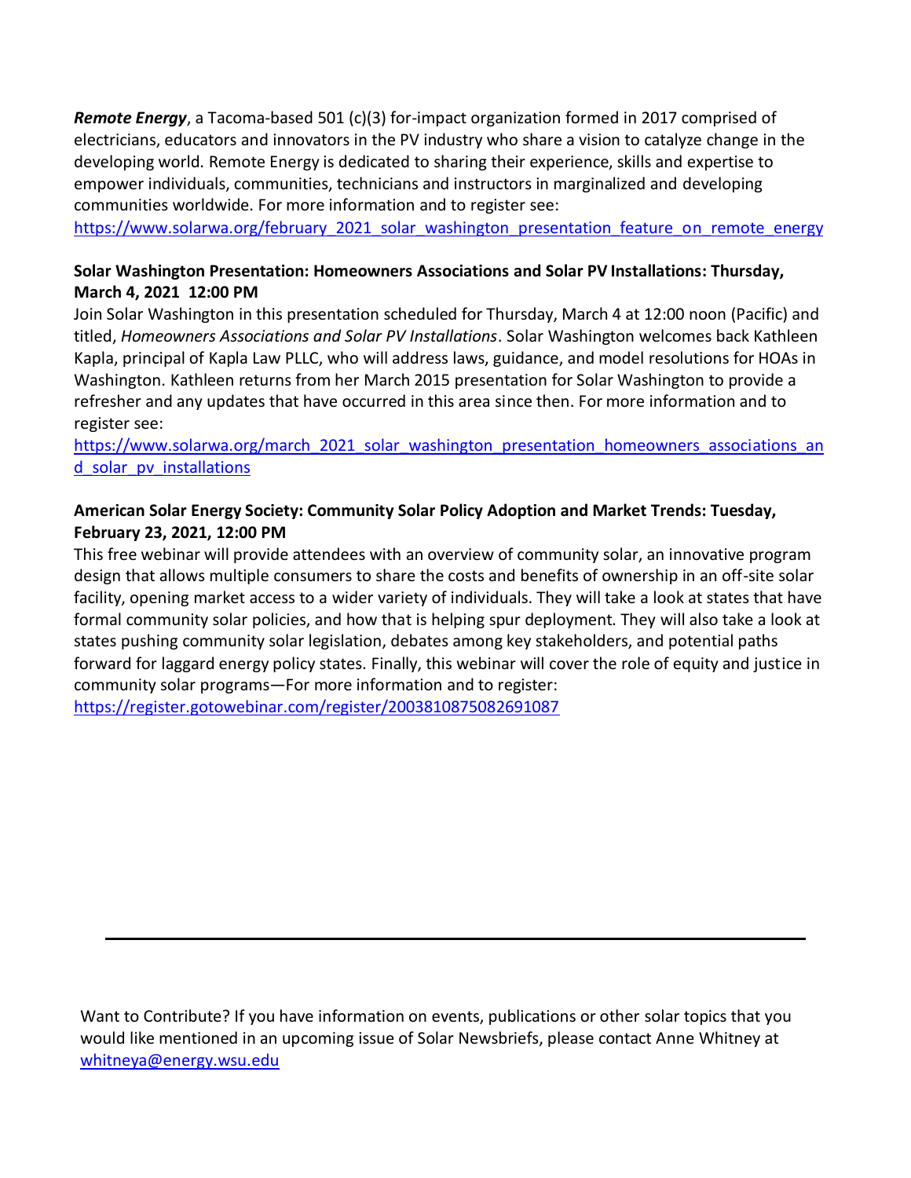***Remote Energy***, a Tacoma-based 501 (c)(3) for-impact organization formed in 2017 comprised of electricians, educators and innovators in the PV industry who share a vision to catalyze change in the developing world. Remote Energy is dedicated to sharing their experience, skills and expertise to empower individuals, communities, technicians and instructors in marginalized and developing communities worldwide. For more information and to register see: https://www.solarwa.org/february_2021_solar_washington_presentation_feature_on_remote_energy

**Solar Washington Presentation: Homeowners Associations and Solar PV Installations: Thursday, March 4, 2021 12:00 PM**

Join Solar Washington in this presentation scheduled for Thursday, March 4 at 12:00 noon (Pacific) and titled, *Homeowners Associations and Solar PV Installations*. Solar Washington welcomes back Kathleen Kapla, principal of Kapla Law PLLC, who will address laws, guidance, and model resolutions for HOAs in Washington. Kathleen returns from her March 2015 presentation for Solar Washington to provide a refresher and any updates that have occurred in this area since then. For more information and to register see: https://www.solarwa.org/march_2021_solar_washington_presentation_homeowners_associations_and_solar_pv_installations

**American Solar Energy Society: Community Solar Policy Adoption and Market Trends: Tuesday, February 23, 2021, 12:00 PM**

This free webinar will provide attendees with an overview of community solar, an innovative program design that allows multiple consumers to share the costs and benefits of ownership in an off-site solar facility, opening market access to a wider variety of individuals. They will take a look at states that have formal community solar policies, and how that is helping spur deployment. They will also take a look at states pushing community solar legislation, debates among key stakeholders, and potential paths forward for laggard energy policy states. Finally, this webinar will cover the role of equity and justice in community solar programs—For more information and to register: https://register.gotowebinar.com/register/2003810875082691087

---

Want to Contribute? If you have information on events, publications or other solar topics that you would like mentioned in an upcoming issue of Solar Newsbriefs, please contact Anne Whitney at whitneya@energy.wsu.edu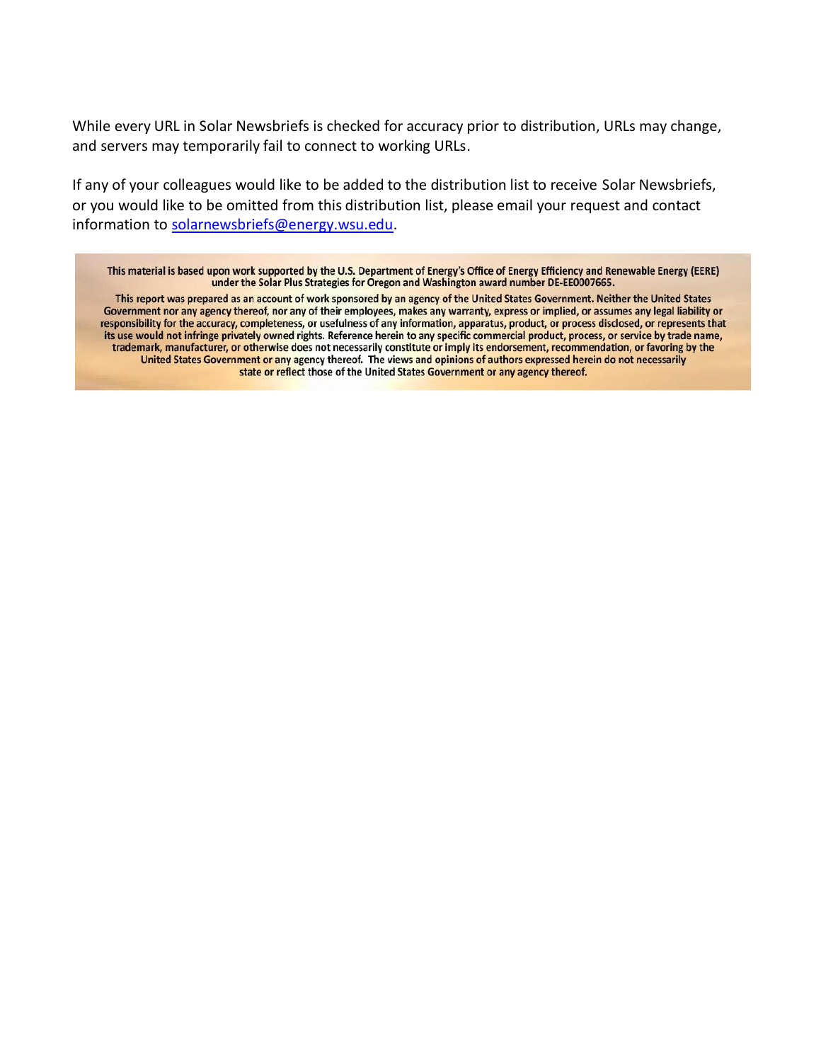While every URL in Solar Newsbriefs is checked for accuracy prior to distribution, URLs may change, and servers may temporarily fail to connect to working URLs.

If any of your colleagues would like to be added to the distribution list to receive Solar Newsbriefs, or you would like to be omitted from this distribution list, please email your request and contact information to [solarnewsbriefs@energy.wsu.edu](mailto:solarnewsbriefs@energy.wsu.edu).

**This material is based upon work supported by the U.S. Department of Energy's Office of Energy Efficiency and Renewable Energy (EERE) under the Solar Plus Strategies for Oregon and Washington award number DE-EE0007665.**

**This report was prepared as an account of work sponsored by an agency of the United States Government. Neither the United States Government nor any agency thereof, nor any of their employees, makes any warranty, express or implied, or assumes any legal liability or responsibility for the accuracy, completeness, or usefulness of any information, apparatus, product, or process disclosed, or represents that its use would not infringe privately owned rights. Reference herein to any specific commercial product, process, or service by trade name, trademark, manufacturer, or otherwise does not necessarily constitute or imply its endorsement, recommendation, or favoring by the United States Government or any agency thereof. The views and opinions of authors expressed herein do not necessarily state or reflect those of the United States Government or any agency thereof.**